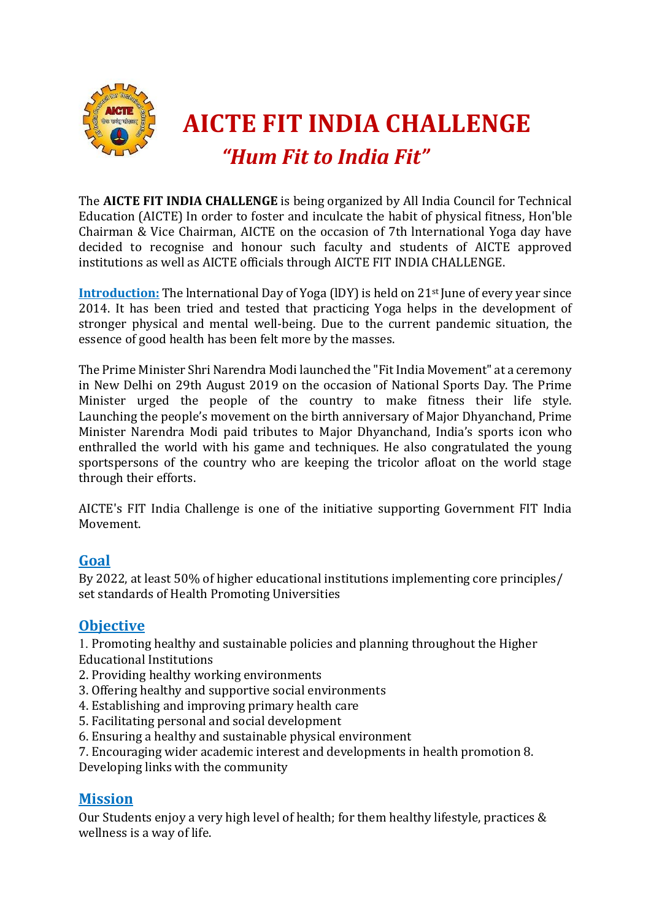# AICTE FIT INDIA CHALLENGE

## *"Hum Fit to India Fit"*

The **AICTE FIT INDIA CHALLENGE** is being organized by All India Council for Technical Education (AICTE) In order to foster and inculcate the habit of physical fitness, Hon'ble Chairman & Vice Chairman, AICTE on the occasion of 7th lnternational Yoga day have decided to recognise and honour such faculty and students of AICTE approved institutions as well as AICTE officials through AICTE FIT INDIA CHALLENGE.

**Introduction:** The lnternational Day of Yoga (lDY) is held on 21st June of every year since 2014. It has been tried and tested that practicing Yoga helps in the development of stronger physical and mental well-being. Due to the current pandemic situation, the essence of good health has been felt more by the masses.

The Prime Minister Shri Narendra Modi launched the "Fit India Movement" at a ceremony in New Delhi on 29th August 2019 on the occasion of National Sports Day. The Prime Minister urged the people of the country to make fitness their life style. Launching the people's movement on the birth anniversary of Major Dhyanchand, Prime Minister Narendra Modi paid tributes to Major Dhyanchand, India's sports icon who enthralled the world with his game and techniques. He also congratulated the young sportspersons of the country who are keeping the tricolor afloat on the world stage through their efforts.

AICTE's FIT India Challenge is one of the initiative supporting Government FIT India Movement.

## Goal

By 2022, at least 50% of higher educational institutions implementing core principles/ set standards of Health Promoting Universities

## Objective

1. Promoting healthy and sustainable policies and planning throughout the Higher Educational Institutions
2. Providing healthy working environments
3. Offering healthy and supportive social environments
4. Establishing and improving primary health care
5. Facilitating personal and social development
6. Ensuring a healthy and sustainable physical environment
7. Encouraging wider academic interest and developments in health promotion 8. Developing links with the community

## Mission

Our Students enjoy a very high level of health; for them healthy lifestyle, practices & wellness is a way of life.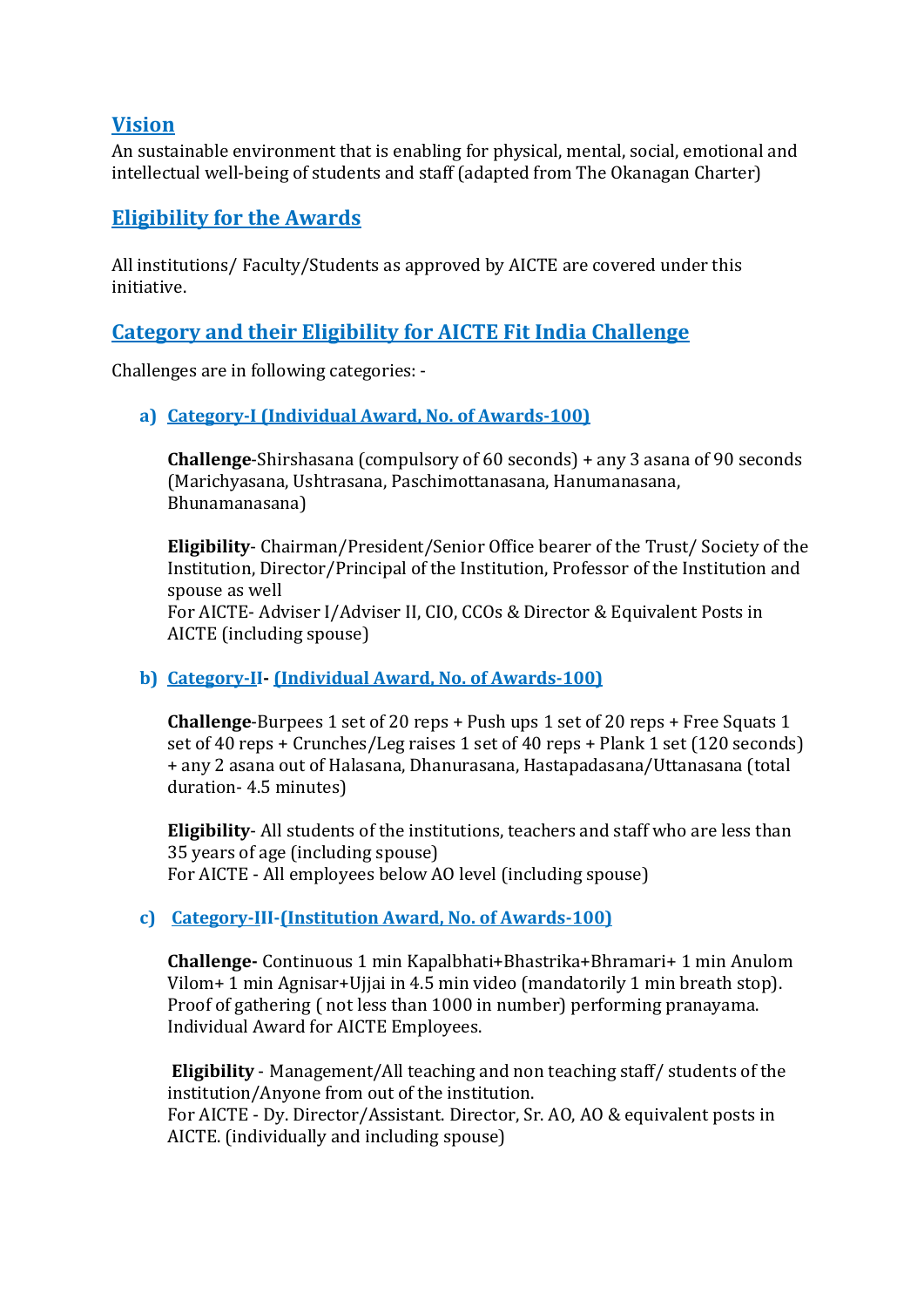## Vision

An sustainable environment that is enabling for physical, mental, social, emotional and intellectual well-being of students and staff (adapted from The Okanagan Charter)

## Eligibility for the Awards

All institutions/ Faculty/Students as approved by AICTE are covered under this initiative.

## Category and their Eligibility for AICTE Fit India Challenge

Challenges are in following categories: -

a) **Category-I (Individual Award, No. of Awards-100)**

   **Challenge**-Shirshasana (compulsory of 60 seconds) + any 3 asana of 90 seconds (Marichyasana, Ushtrasana, Paschimottanasana, Hanumanasana, Bhunamanasana)

   **Eligibility**- Chairman/President/Senior Office bearer of the Trust/ Society of the Institution, Director/Principal of the Institution, Professor of the Institution and spouse as well
   For AICTE- Adviser I/Adviser II, CIO, CCOs & Director & Equivalent Posts in AICTE (including spouse)

b) **Category-II- (Individual Award, No. of Awards-100)**

   **Challenge**-Burpees 1 set of 20 reps + Push ups 1 set of 20 reps + Free Squats 1 set of 40 reps + Crunches/Leg raises 1 set of 40 reps + Plank 1 set (120 seconds) + any 2 asana out of Halasana, Dhanurasana, Hastapadasana/Uttanasana (total duration- 4.5 minutes)

   **Eligibility**- All students of the institutions, teachers and staff who are less than 35 years of age (including spouse)
   For AICTE - All employees below AO level (including spouse)

c) **Category-III-(Institution Award, No. of Awards-100)**

   **Challenge-** Continuous 1 min Kapalbhati+Bhastrika+Bhramari+ 1 min Anulom Vilom+ 1 min Agnisar+Ujjai in 4.5 min video (mandatorily 1 min breath stop). Proof of gathering ( not less than 1000 in number) performing pranayama. Individual Award for AICTE Employees.

   **Eligibility** - Management/All teaching and non teaching staff/ students of the institution/Anyone from out of the institution.
   For AICTE - Dy. Director/Assistant. Director, Sr. AO, AO & equivalent posts in AICTE. (individually and including spouse)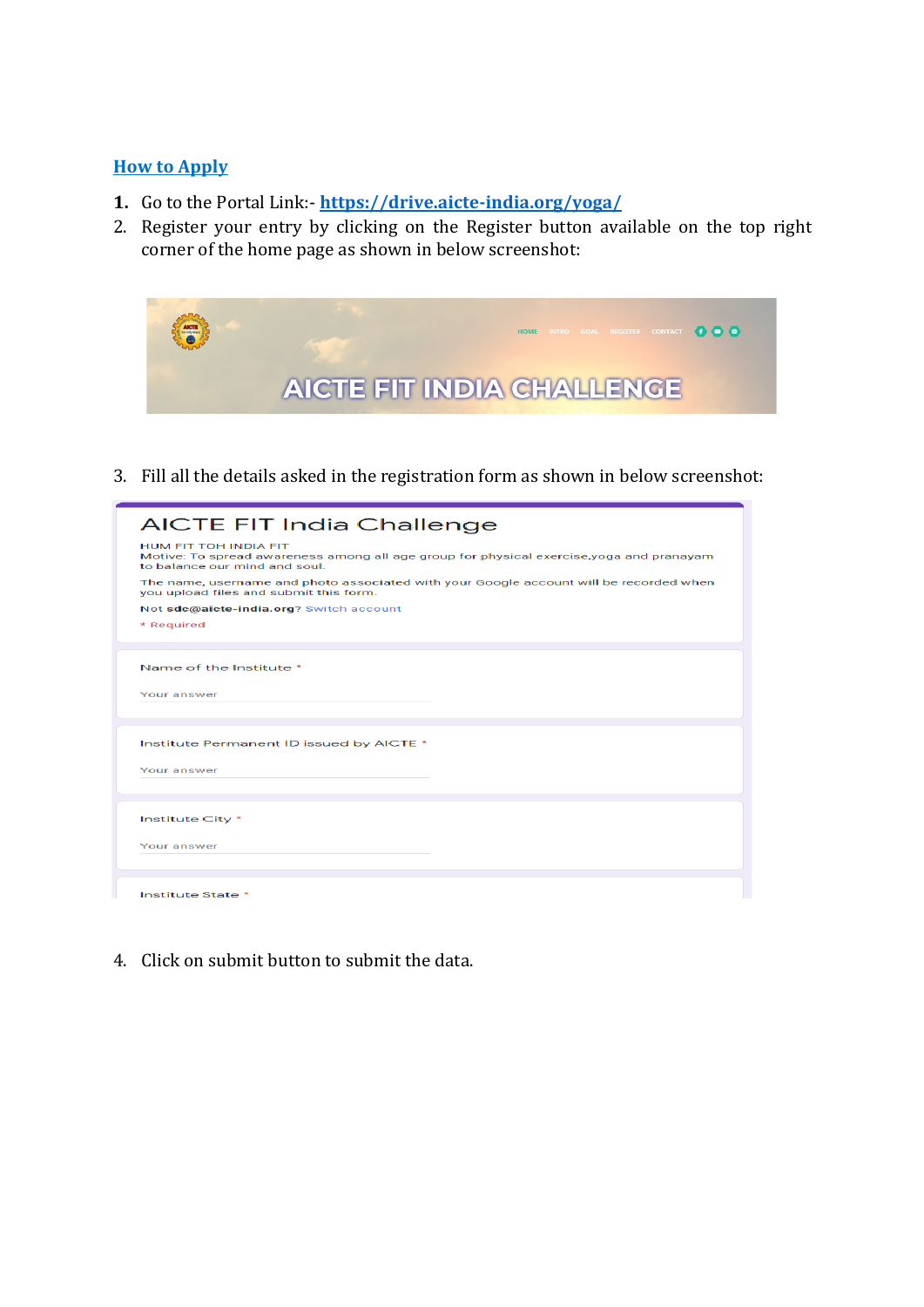## How to Apply

1. Go to the Portal Link:- **https://drive.aicte-india.org/yoga/**
2. Register your entry by clicking on the Register button available on the top right corner of the home page as shown in below screenshot:

3. Fill all the details asked in the registration form as shown in below screenshot:

4. Click on submit button to submit the data.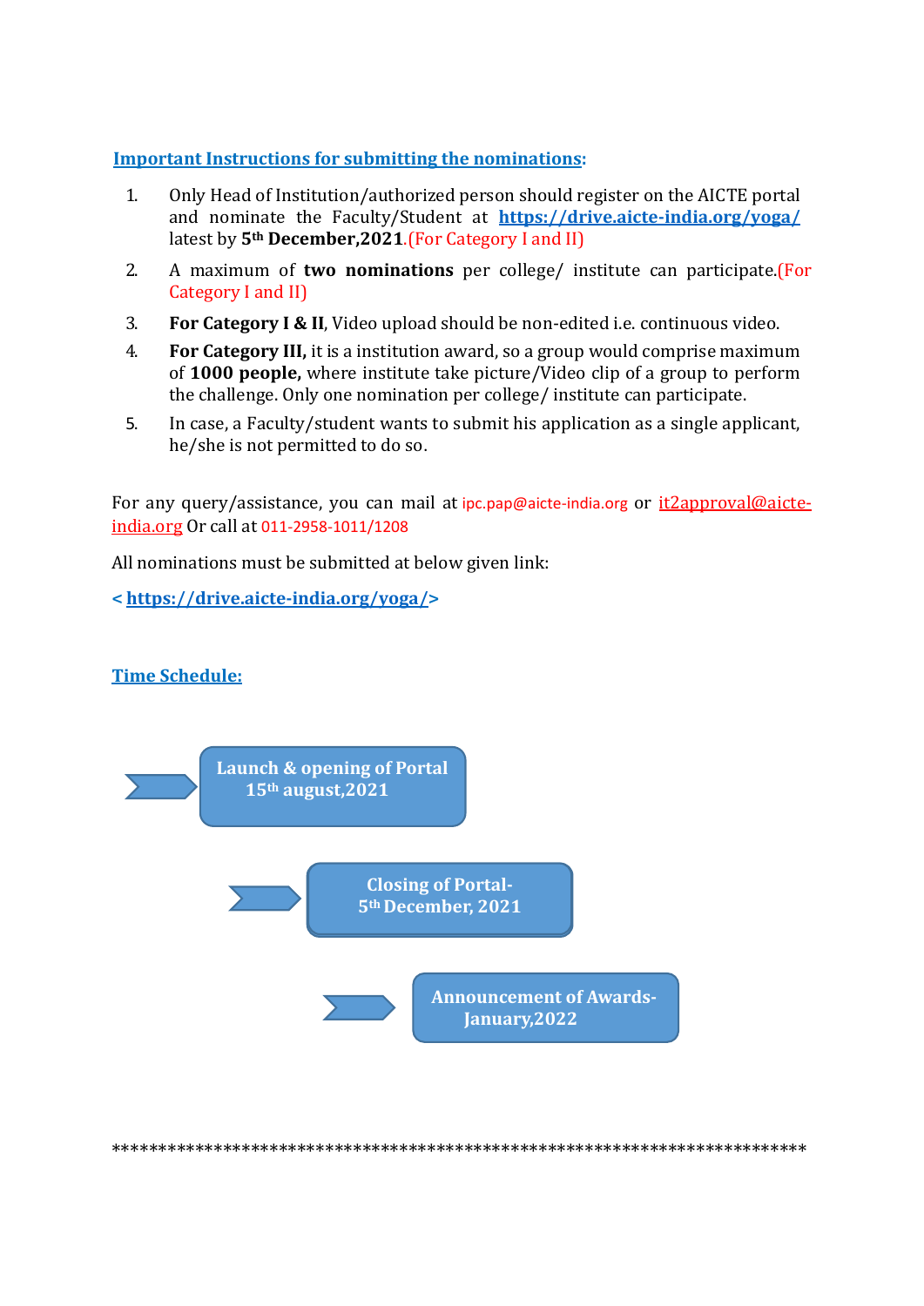**Important Instructions for submitting the nominations:**

1. Only Head of Institution/authorized person should register on the AICTE portal and nominate the Faculty/Student at **https://drive.aicte-india.org/yoga/** latest by **5th December,2021**.(For Category I and II)
2. A maximum of **two nominations** per college/ institute can participate.(For Category I and II)
3. **For Category I & II**, Video upload should be non-edited i.e. continuous video.
4. **For Category III,** it is a institution award, so a group would comprise maximum of **1000 people,** where institute take picture/Video clip of a group to perform the challenge. Only one nomination per college/ institute can participate.
5. In case, a Faculty/student wants to submit his application as a single applicant, he/she is not permitted to do so.

For any query/assistance, you can mail at ipc.pap@aicte-india.org or it2approval@aicte-india.org Or call at 011-2958-1011/1208

All nominations must be submitted at below given link:

**< https://drive.aicte-india.org/yoga/>**

**Time Schedule:**

**Launch & opening of Portal 15th august,2021**

**Closing of Portal- 5th December, 2021**

**Announcement of Awards- January,2022**

*****************************************************************************